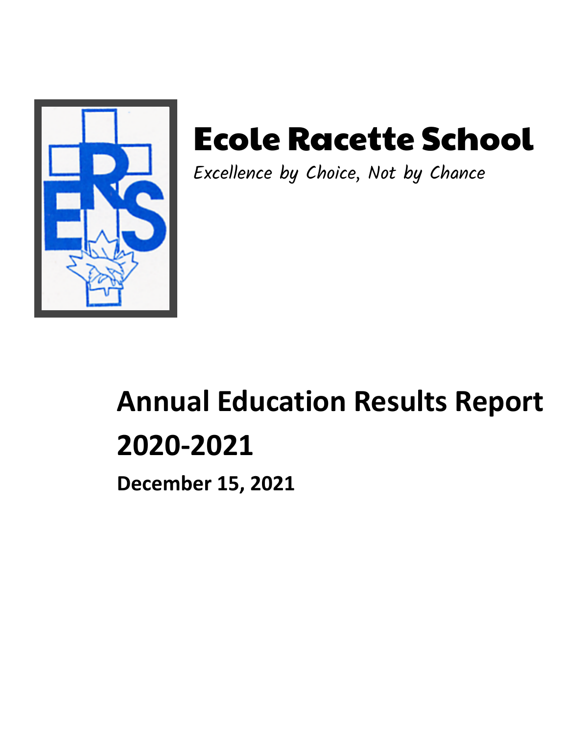# Ecole Racette School

*Excellence by Choice, Not by Chance*

# Annual Education Results Report 2020-2021

**December 15, 2021**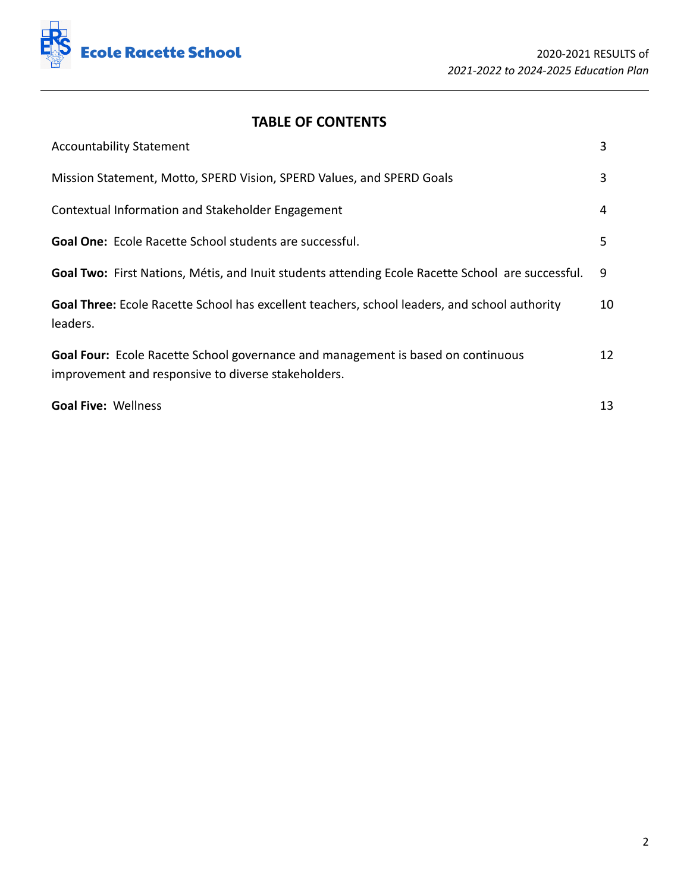## TABLE OF CONTENTS

| | |
|---|---|
| Accountability Statement | 3 |
| Mission Statement, Motto, SPERD Vision, SPERD Values, and SPERD Goals | 3 |
| Contextual Information and Stakeholder Engagement | 4 |
| **Goal One:** Ecole Racette School students are successful. | 5 |
| **Goal Two:** First Nations, Métis, and Inuit students attending Ecole Racette School are successful. | 9 |
| **Goal Three:** Ecole Racette School has excellent teachers, school leaders, and school authority leaders. | 10 |
| **Goal Four:** Ecole Racette School governance and management is based on continuous improvement and responsive to diverse stakeholders. | 12 |
| **Goal Five:** Wellness | 13 |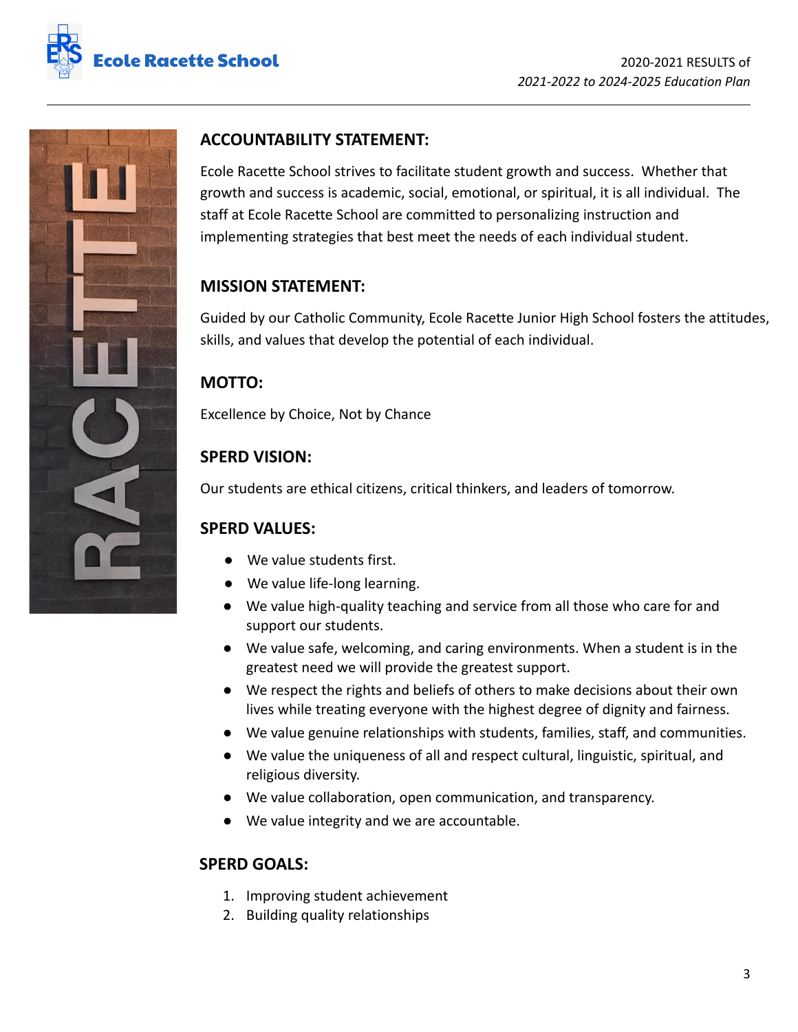## ACCOUNTABILITY STATEMENT:

Ecole Racette School strives to facilitate student growth and success. Whether that growth and success is academic, social, emotional, or spiritual, it is all individual. The staff at Ecole Racette School are committed to personalizing instruction and implementing strategies that best meet the needs of each individual student.

## MISSION STATEMENT:

Guided by our Catholic Community, Ecole Racette Junior High School fosters the attitudes, skills, and values that develop the potential of each individual.

## MOTTO:

Excellence by Choice, Not by Chance

## SPERD VISION:

Our students are ethical citizens, critical thinkers, and leaders of tomorrow.

## SPERD VALUES:

- We value students first.
- We value life-long learning.
- We value high-quality teaching and service from all those who care for and support our students.
- We value safe, welcoming, and caring environments. When a student is in the greatest need we will provide the greatest support.
- We respect the rights and beliefs of others to make decisions about their own lives while treating everyone with the highest degree of dignity and fairness.
- We value genuine relationships with students, families, staff, and communities.
- We value the uniqueness of all and respect cultural, linguistic, spiritual, and religious diversity.
- We value collaboration, open communication, and transparency.
- We value integrity and we are accountable.

## SPERD GOALS:

1. Improving student achievement
2. Building quality relationships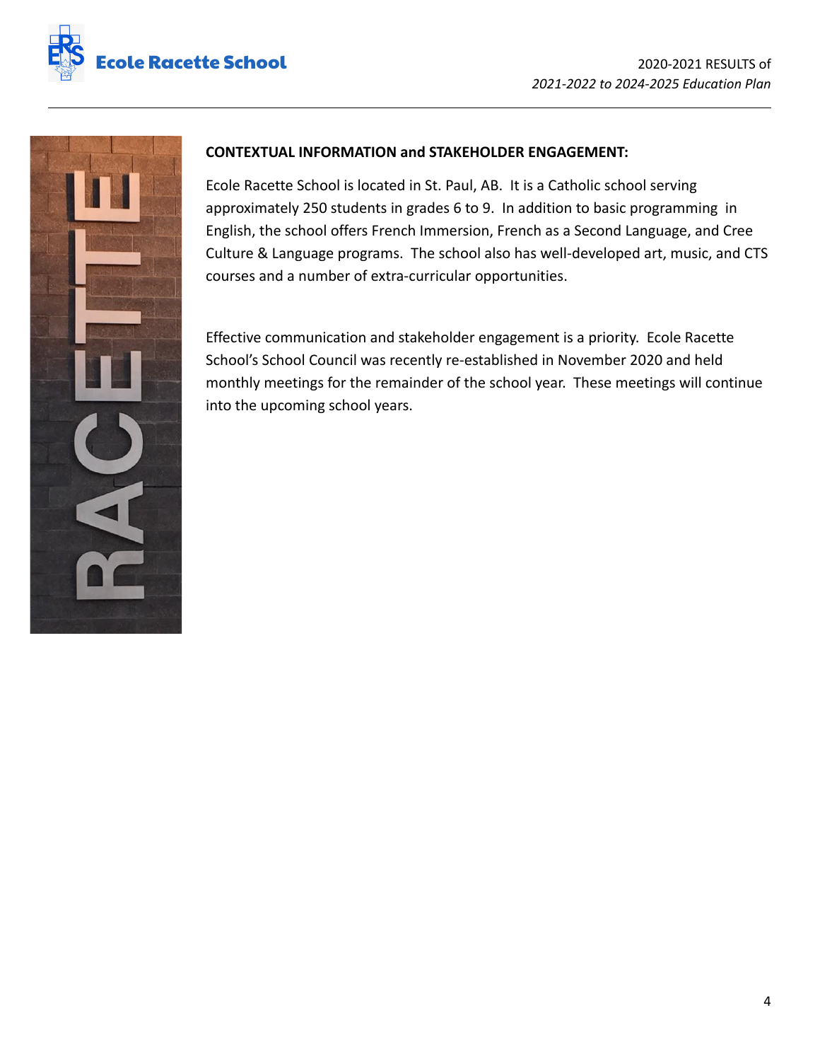**CONTEXTUAL INFORMATION and STAKEHOLDER ENGAGEMENT:**

Ecole Racette School is located in St. Paul, AB. It is a Catholic school serving approximately 250 students in grades 6 to 9. In addition to basic programming in English, the school offers French Immersion, French as a Second Language, and Cree Culture & Language programs. The school also has well-developed art, music, and CTS courses and a number of extra-curricular opportunities.

Effective communication and stakeholder engagement is a priority. Ecole Racette School's School Council was recently re-established in November 2020 and held monthly meetings for the remainder of the school year. These meetings will continue into the upcoming school years.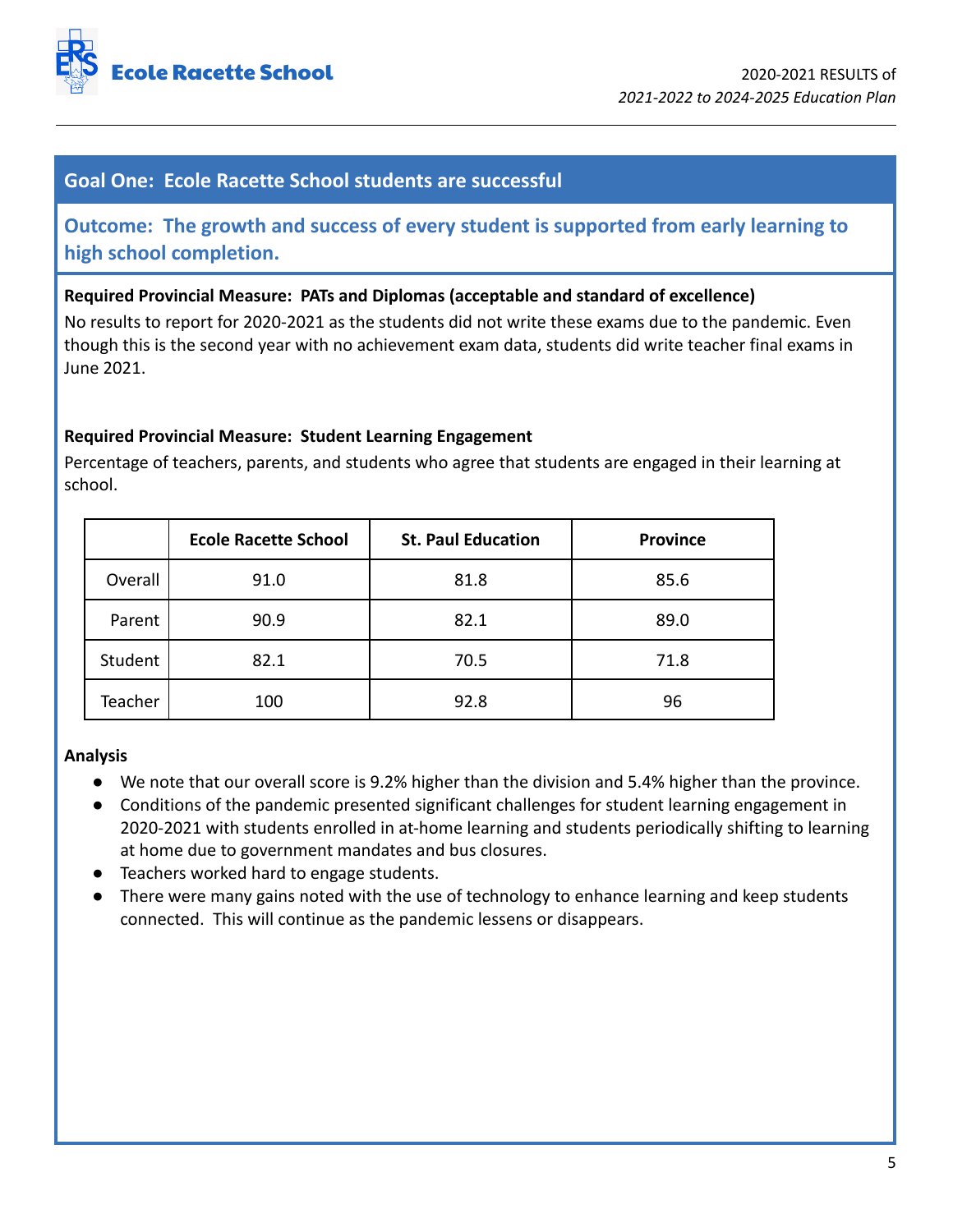## Goal One: Ecole Racette School students are successful

### Outcome: The growth and success of every student is supported from early learning to high school completion.

**Required Provincial Measure: PATs and Diplomas (acceptable and standard of excellence)**

No results to report for 2020-2021 as the students did not write these exams due to the pandemic. Even though this is the second year with no achievement exam data, students did write teacher final exams in June 2021.

**Required Provincial Measure: Student Learning Engagement**

Percentage of teachers, parents, and students who agree that students are engaged in their learning at school.

| | Ecole Racette School | St. Paul Education | Province |
|---|---|---|---|
| Overall | 91.0 | 81.8 | 85.6 |
| Parent | 90.9 | 82.1 | 89.0 |
| Student | 82.1 | 70.5 | 71.8 |
| Teacher | 100 | 92.8 | 96 |

**Analysis**

- We note that our overall score is 9.2% higher than the division and 5.4% higher than the province.
- Conditions of the pandemic presented significant challenges for student learning engagement in 2020-2021 with students enrolled in at-home learning and students periodically shifting to learning at home due to government mandates and bus closures.
- Teachers worked hard to engage students.
- There were many gains noted with the use of technology to enhance learning and keep students connected. This will continue as the pandemic lessens or disappears.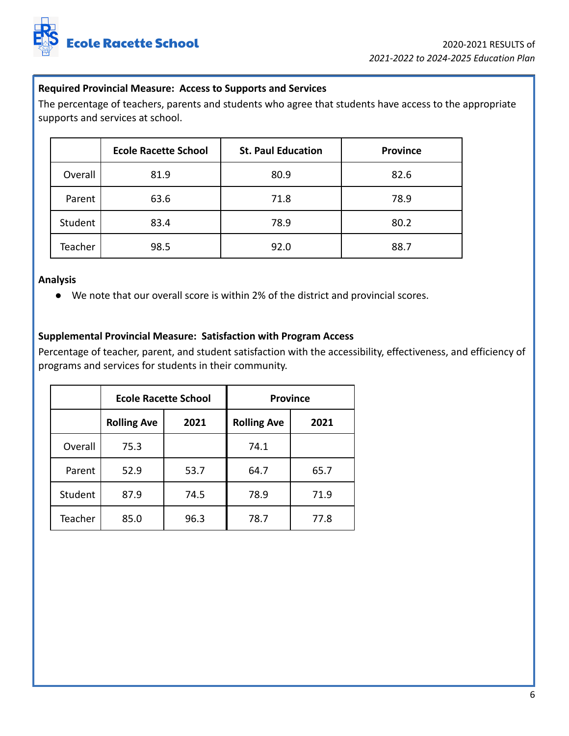**Required Provincial Measure: Access to Supports and Services**

The percentage of teachers, parents and students who agree that students have access to the appropriate supports and services at school.

| | Ecole Racette School | St. Paul Education | Province |
|---|---|---|---|
| Overall | 81.9 | 80.9 | 82.6 |
| Parent | 63.6 | 71.8 | 78.9 |
| Student | 83.4 | 78.9 | 80.2 |
| Teacher | 98.5 | 92.0 | 88.7 |

**Analysis**

- We note that our overall score is within 2% of the district and provincial scores.

**Supplemental Provincial Measure: Satisfaction with Program Access**

Percentage of teacher, parent, and student satisfaction with the accessibility, effectiveness, and efficiency of programs and services for students in their community.

| | Ecole Racette School | | Province | |
|---|---|---|---|---|
| | Rolling Ave | 2021 | Rolling Ave | 2021 |
| Overall | 75.3 | | 74.1 | |
| Parent | 52.9 | 53.7 | 64.7 | 65.7 |
| Student | 87.9 | 74.5 | 78.9 | 71.9 |
| Teacher | 85.0 | 96.3 | 78.7 | 77.8 |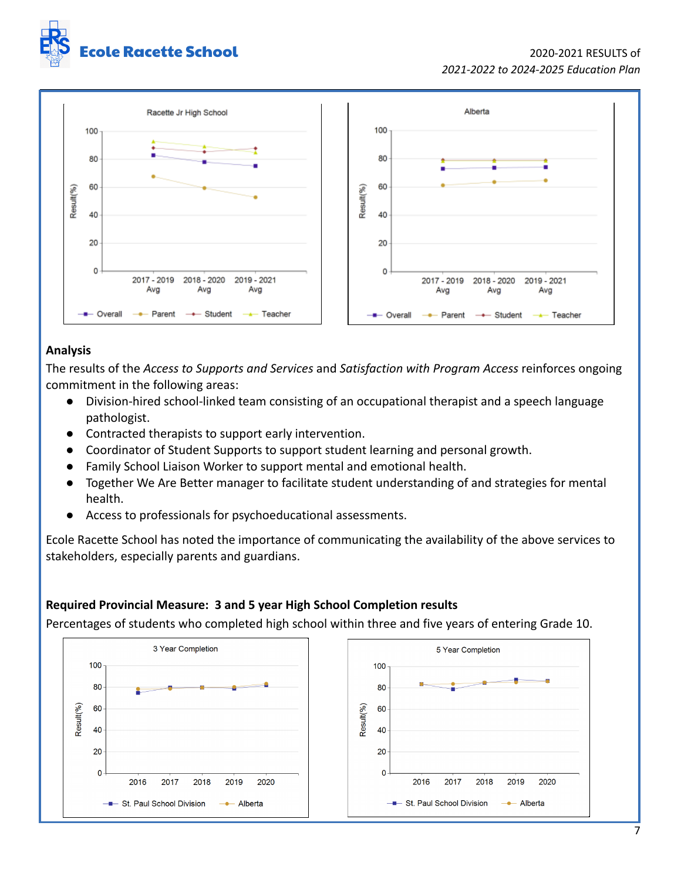### Analysis

The results of the *Access to Supports and Services* and *Satisfaction with Program Access* reinforces ongoing commitment in the following areas:

- Division-hired school-linked team consisting of an occupational therapist and a speech language pathologist.
- Contracted therapists to support early intervention.
- Coordinator of Student Supports to support student learning and personal growth.
- Family School Liaison Worker to support mental and emotional health.
- Together We Are Better manager to facilitate student understanding of and strategies for mental health.
- Access to professionals for psychoeducational assessments.

Ecole Racette School has noted the importance of communicating the availability of the above services to stakeholders, especially parents and guardians.

### Required Provincial Measure: 3 and 5 year High School Completion results

Percentages of students who completed high school within three and five years of entering Grade 10.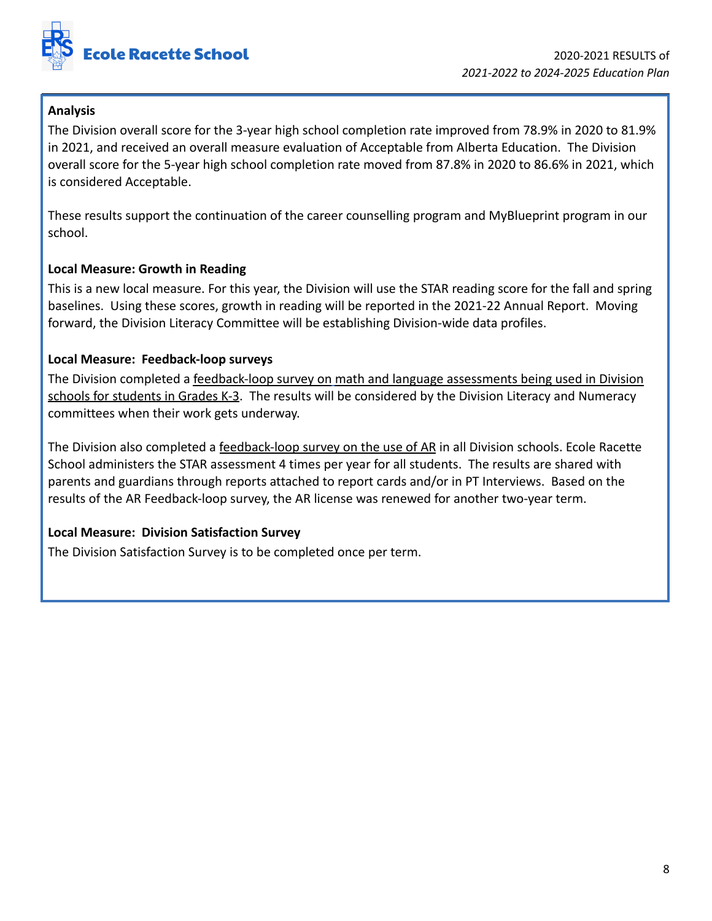**Analysis**

The Division overall score for the 3-year high school completion rate improved from 78.9% in 2020 to 81.9% in 2021, and received an overall measure evaluation of Acceptable from Alberta Education. The Division overall score for the 5-year high school completion rate moved from 87.8% in 2020 to 86.6% in 2021, which is considered Acceptable.

These results support the continuation of the career counselling program and MyBlueprint program in our school.

**Local Measure: Growth in Reading**

This is a new local measure. For this year, the Division will use the STAR reading score for the fall and spring baselines. Using these scores, growth in reading will be reported in the 2021-22 Annual Report. Moving forward, the Division Literacy Committee will be establishing Division-wide data profiles.

**Local Measure: Feedback-loop surveys**

The Division completed a feedback-loop survey on math and language assessments being used in Division schools for students in Grades K-3. The results will be considered by the Division Literacy and Numeracy committees when their work gets underway.

The Division also completed a feedback-loop survey on the use of AR in all Division schools. Ecole Racette School administers the STAR assessment 4 times per year for all students. The results are shared with parents and guardians through reports attached to report cards and/or in PT Interviews. Based on the results of the AR Feedback-loop survey, the AR license was renewed for another two-year term.

**Local Measure: Division Satisfaction Survey**

The Division Satisfaction Survey is to be completed once per term.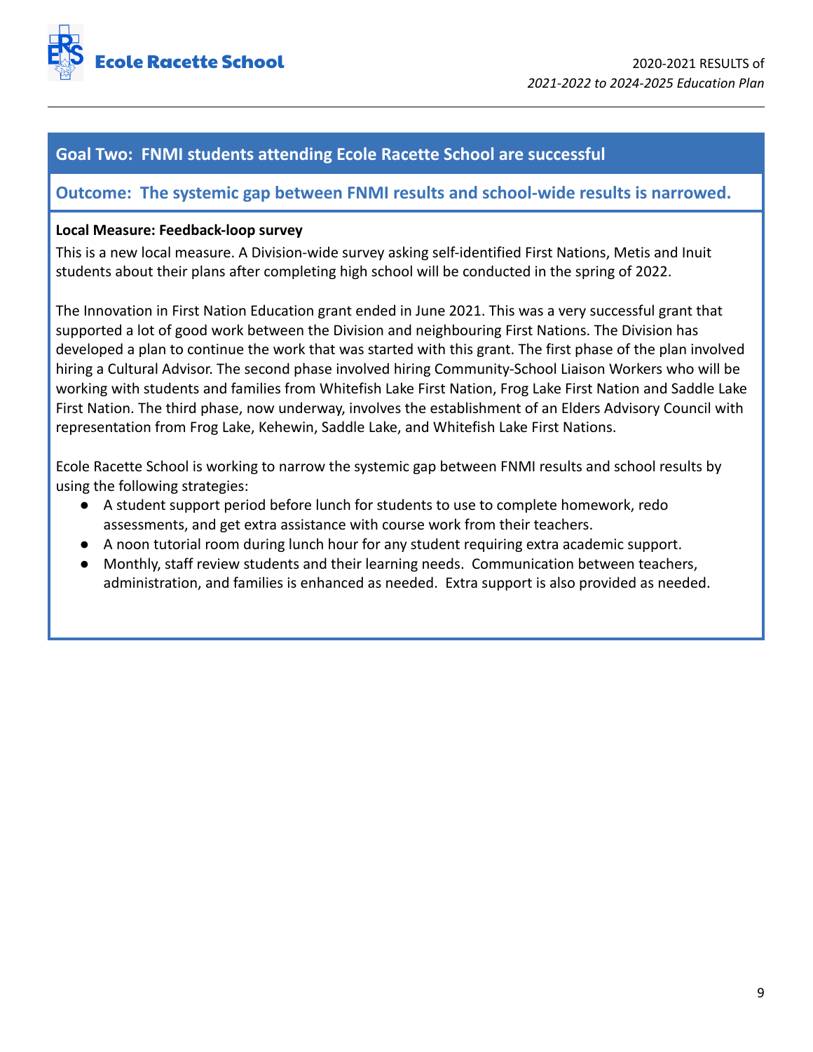## Goal Two: FNMI students attending Ecole Racette School are successful

### Outcome: The systemic gap between FNMI results and school-wide results is narrowed.

**Local Measure: Feedback-loop survey**

This is a new local measure. A Division-wide survey asking self-identified First Nations, Metis and Inuit students about their plans after completing high school will be conducted in the spring of 2022.

The Innovation in First Nation Education grant ended in June 2021. This was a very successful grant that supported a lot of good work between the Division and neighbouring First Nations. The Division has developed a plan to continue the work that was started with this grant. The first phase of the plan involved hiring a Cultural Advisor. The second phase involved hiring Community-School Liaison Workers who will be working with students and families from Whitefish Lake First Nation, Frog Lake First Nation and Saddle Lake First Nation. The third phase, now underway, involves the establishment of an Elders Advisory Council with representation from Frog Lake, Kehewin, Saddle Lake, and Whitefish Lake First Nations.

Ecole Racette School is working to narrow the systemic gap between FNMI results and school results by using the following strategies:

- A student support period before lunch for students to use to complete homework, redo assessments, and get extra assistance with course work from their teachers.
- A noon tutorial room during lunch hour for any student requiring extra academic support.
- Monthly, staff review students and their learning needs. Communication between teachers, administration, and families is enhanced as needed. Extra support is also provided as needed.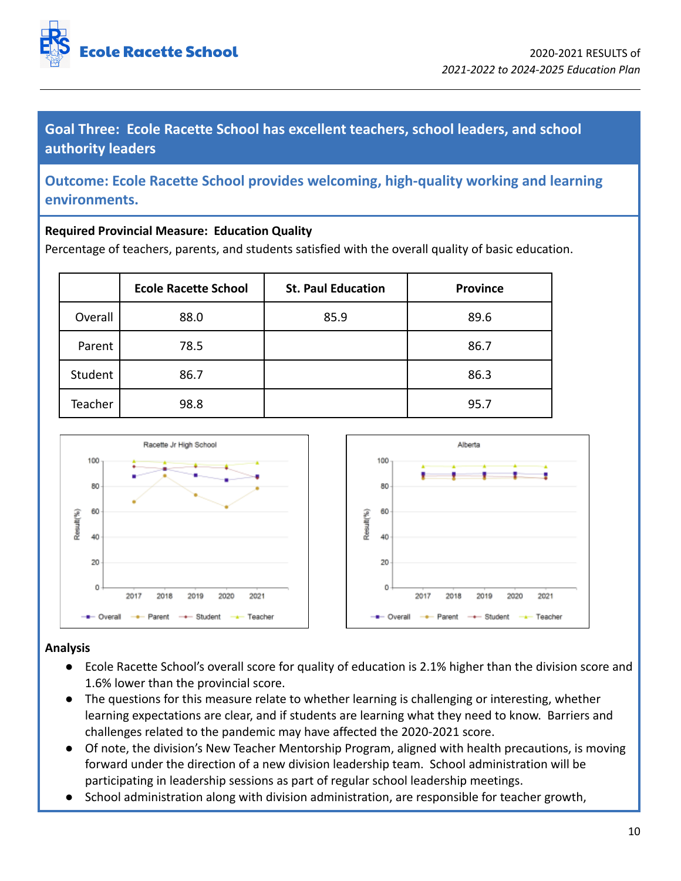## Goal Three: Ecole Racette School has excellent teachers, school leaders, and school authority leaders

### Outcome: Ecole Racette School provides welcoming, high-quality working and learning environments.

**Required Provincial Measure: Education Quality**

Percentage of teachers, parents, and students satisfied with the overall quality of basic education.

| | Ecole Racette School | St. Paul Education | Province |
|---|---|---|---|
| Overall | 88.0 | 85.9 | 89.6 |
| Parent | 78.5 | | 86.7 |
| Student | 86.7 | | 86.3 |
| Teacher | 98.8 | | 95.7 |

**Analysis**

- Ecole Racette School's overall score for quality of education is 2.1% higher than the division score and 1.6% lower than the provincial score.
- The questions for this measure relate to whether learning is challenging or interesting, whether learning expectations are clear, and if students are learning what they need to know. Barriers and challenges related to the pandemic may have affected the 2020-2021 score.
- Of note, the division's New Teacher Mentorship Program, aligned with health precautions, is moving forward under the direction of a new division leadership team. School administration will be participating in leadership sessions as part of regular school leadership meetings.
- School administration along with division administration, are responsible for teacher growth,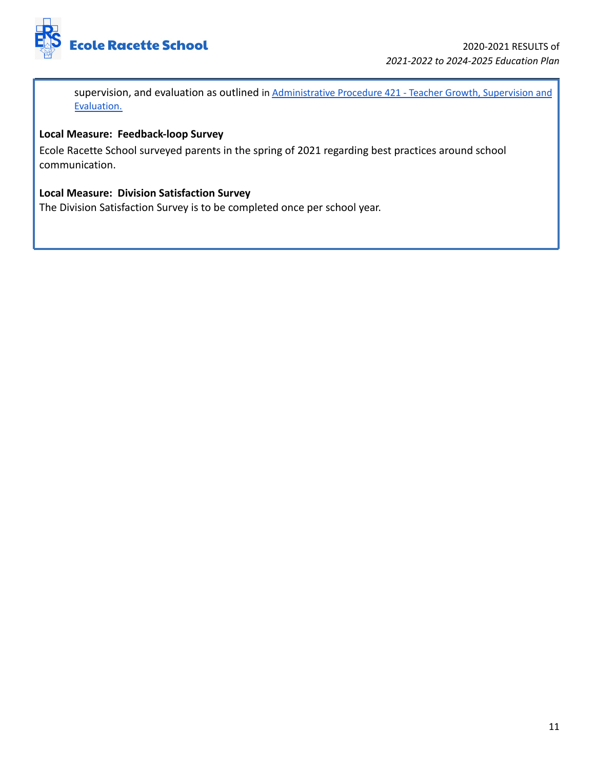supervision, and evaluation as outlined in [Administrative Procedure 421 - Teacher Growth, Supervision and Evaluation.]

**Local Measure: Feedback-loop Survey**

Ecole Racette School surveyed parents in the spring of 2021 regarding best practices around school communication.

**Local Measure: Division Satisfaction Survey**

The Division Satisfaction Survey is to be completed once per school year.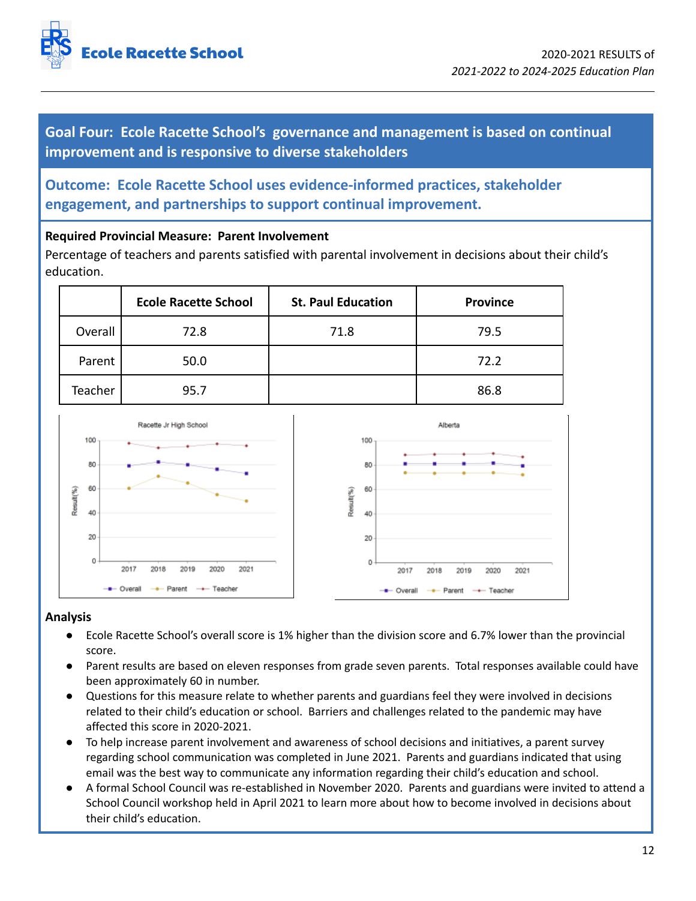## Goal Four: Ecole Racette School's governance and management is based on continual improvement and is responsive to diverse stakeholders

### Outcome: Ecole Racette School uses evidence-informed practices, stakeholder engagement, and partnerships to support continual improvement.

**Required Provincial Measure: Parent Involvement**

Percentage of teachers and parents satisfied with parental involvement in decisions about their child's education.

| | Ecole Racette School | St. Paul Education | Province |
|---|---|---|---|
| Overall | 72.8 | 71.8 | 79.5 |
| Parent | 50.0 | | 72.2 |
| Teacher | 95.7 | | 86.8 |

**Analysis**

- Ecole Racette School's overall score is 1% higher than the division score and 6.7% lower than the provincial score.
- Parent results are based on eleven responses from grade seven parents. Total responses available could have been approximately 60 in number.
- Questions for this measure relate to whether parents and guardians feel they were involved in decisions related to their child's education or school. Barriers and challenges related to the pandemic may have affected this score in 2020-2021.
- To help increase parent involvement and awareness of school decisions and initiatives, a parent survey regarding school communication was completed in June 2021. Parents and guardians indicated that using email was the best way to communicate any information regarding their child's education and school.
- A formal School Council was re-established in November 2020. Parents and guardians were invited to attend a School Council workshop held in April 2021 to learn more about how to become involved in decisions about their child's education.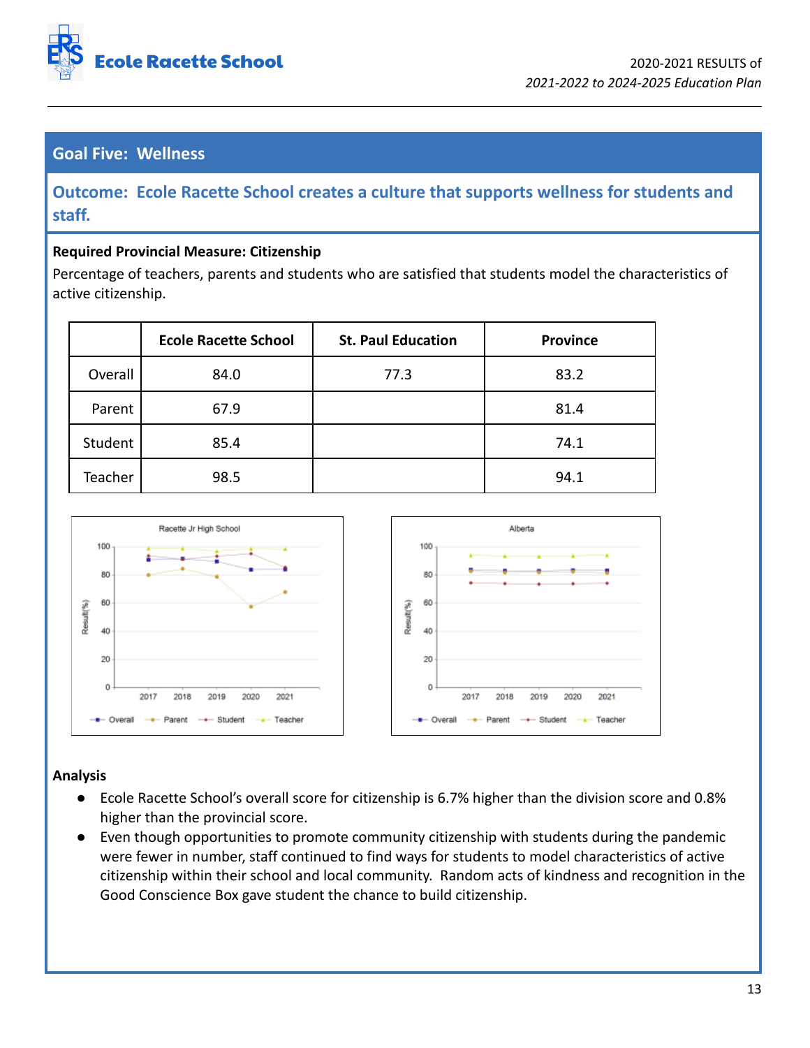## Goal Five: Wellness

### Outcome: Ecole Racette School creates a culture that supports wellness for students and staff.

**Required Provincial Measure: Citizenship**

Percentage of teachers, parents and students who are satisfied that students model the characteristics of active citizenship.

| | Ecole Racette School | St. Paul Education | Province |
|---|---|---|---|
| Overall | 84.0 | 77.3 | 83.2 |
| Parent | 67.9 | | 81.4 |
| Student | 85.4 | | 74.1 |
| Teacher | 98.5 | | 94.1 |

**Analysis**

- Ecole Racette School's overall score for citizenship is 6.7% higher than the division score and 0.8% higher than the provincial score.
- Even though opportunities to promote community citizenship with students during the pandemic were fewer in number, staff continued to find ways for students to model characteristics of active citizenship within their school and local community. Random acts of kindness and recognition in the Good Conscience Box gave student the chance to build citizenship.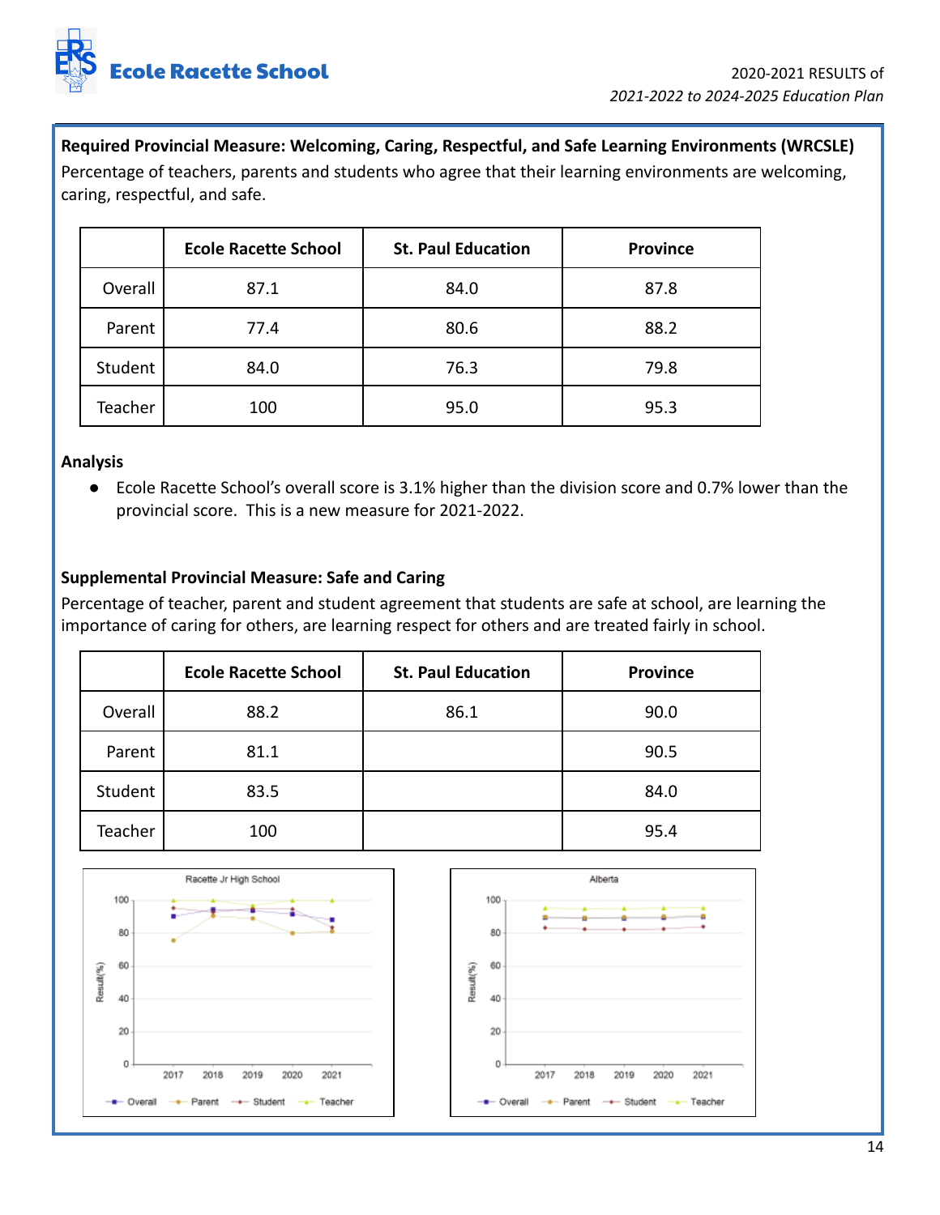**Required Provincial Measure: Welcoming, Caring, Respectful, and Safe Learning Environments (WRCSLE)**

Percentage of teachers, parents and students who agree that their learning environments are welcoming, caring, respectful, and safe.

| | Ecole Racette School | St. Paul Education | Province |
|---|---|---|---|
| Overall | 87.1 | 84.0 | 87.8 |
| Parent | 77.4 | 80.6 | 88.2 |
| Student | 84.0 | 76.3 | 79.8 |
| Teacher | 100 | 95.0 | 95.3 |

**Analysis**

- Ecole Racette School's overall score is 3.1% higher than the division score and 0.7% lower than the provincial score. This is a new measure for 2021-2022.

**Supplemental Provincial Measure: Safe and Caring**

Percentage of teacher, parent and student agreement that students are safe at school, are learning the importance of caring for others, are learning respect for others and are treated fairly in school.

| | Ecole Racette School | St. Paul Education | Province |
|---|---|---|---|
| Overall | 88.2 | 86.1 | 90.0 |
| Parent | 81.1 | | 90.5 |
| Student | 83.5 | | 84.0 |
| Teacher | 100 | | 95.4 |

Racette Jr High School

Alberta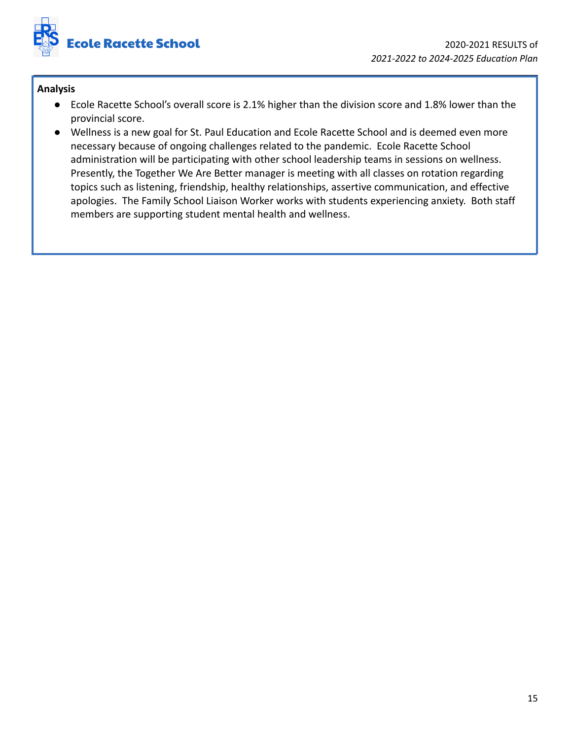**Analysis**

- Ecole Racette School's overall score is 2.1% higher than the division score and 1.8% lower than the provincial score.
- Wellness is a new goal for St. Paul Education and Ecole Racette School and is deemed even more necessary because of ongoing challenges related to the pandemic. Ecole Racette School administration will be participating with other school leadership teams in sessions on wellness. Presently, the Together We Are Better manager is meeting with all classes on rotation regarding topics such as listening, friendship, healthy relationships, assertive communication, and effective apologies. The Family School Liaison Worker works with students experiencing anxiety. Both staff members are supporting student mental health and wellness.